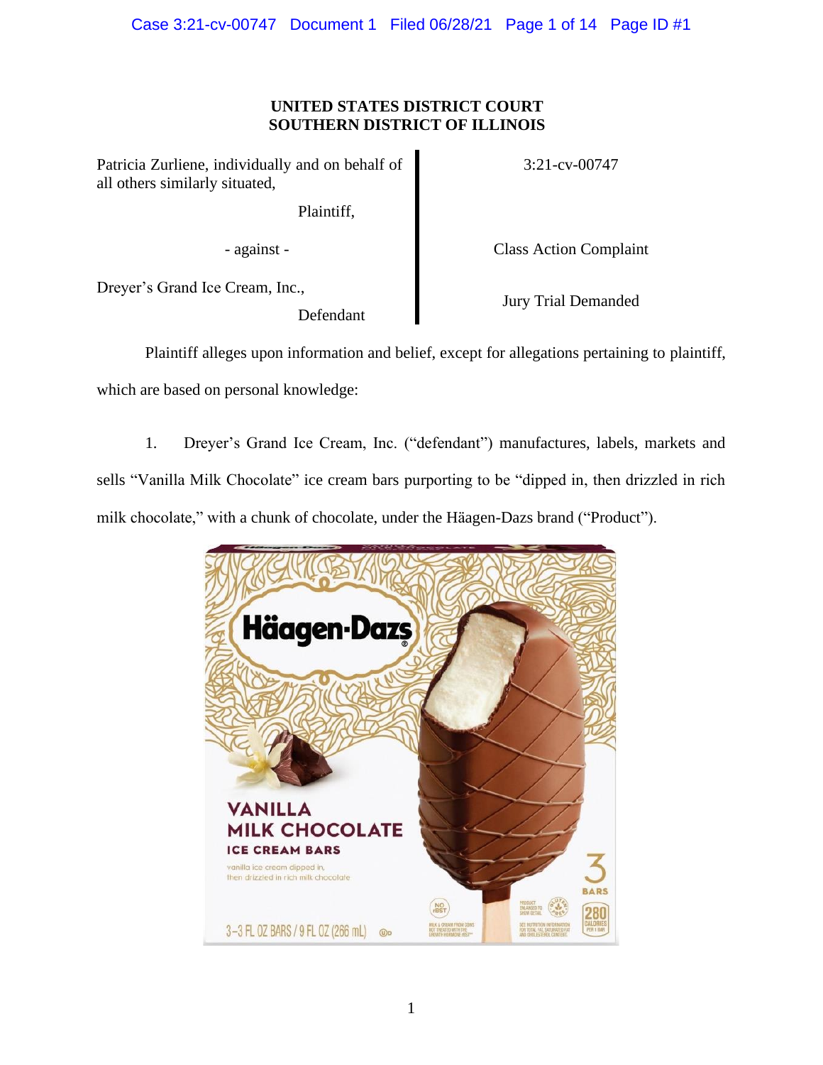**UNITED STATES DISTRICT COURT**
**SOUTHERN DISTRICT OF ILLINOIS**

| | |
|---|---|
| Patricia Zurliene, individually and on behalf of all others similarly situated, Plaintiff, | 3:21-cv-00747 |
| - against - | Class Action Complaint |
| Dreyer's Grand Ice Cream, Inc., Defendant | Jury Trial Demanded |

Plaintiff alleges upon information and belief, except for allegations pertaining to plaintiff, which are based on personal knowledge:

1. Dreyer's Grand Ice Cream, Inc. ("defendant") manufactures, labels, markets and sells "Vanilla Milk Chocolate" ice cream bars purporting to be "dipped in, then drizzled in rich milk chocolate," with a chunk of chocolate, under the Häagen-Dazs brand ("Product").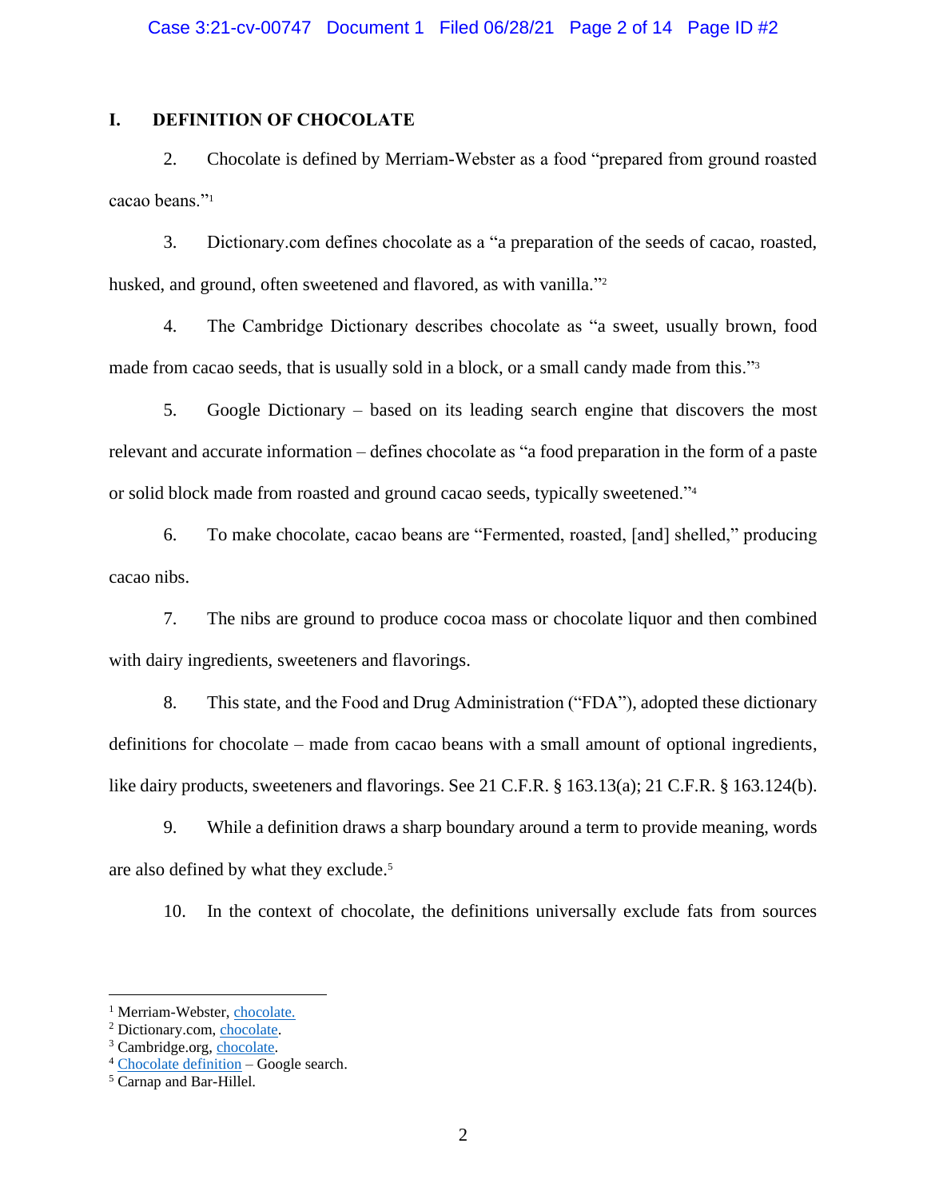## I. DEFINITION OF CHOCOLATE

2. Chocolate is defined by Merriam-Webster as a food "prepared from ground roasted cacao beans."[1]

3. Dictionary.com defines chocolate as a "a preparation of the seeds of cacao, roasted, husked, and ground, often sweetened and flavored, as with vanilla."[2]

4. The Cambridge Dictionary describes chocolate as "a sweet, usually brown, food made from cacao seeds, that is usually sold in a block, or a small candy made from this."[3]

5. Google Dictionary – based on its leading search engine that discovers the most relevant and accurate information – defines chocolate as "a food preparation in the form of a paste or solid block made from roasted and ground cacao seeds, typically sweetened."[4]

6. To make chocolate, cacao beans are "Fermented, roasted, [and] shelled," producing cacao nibs.

7. The nibs are ground to produce cocoa mass or chocolate liquor and then combined with dairy ingredients, sweeteners and flavorings.

8. This state, and the Food and Drug Administration ("FDA"), adopted these dictionary definitions for chocolate – made from cacao beans with a small amount of optional ingredients, like dairy products, sweeteners and flavorings. See 21 C.F.R. § 163.13(a); 21 C.F.R. § 163.124(b).

9. While a definition draws a sharp boundary around a term to provide meaning, words are also defined by what they exclude.[5]

10. In the context of chocolate, the definitions universally exclude fats from sources

---

[1] Merriam-Webster, chocolate.

[2] Dictionary.com, chocolate.

[3] Cambridge.org, chocolate.

[4] Chocolate definition – Google search.

[5] Carnap and Bar-Hillel.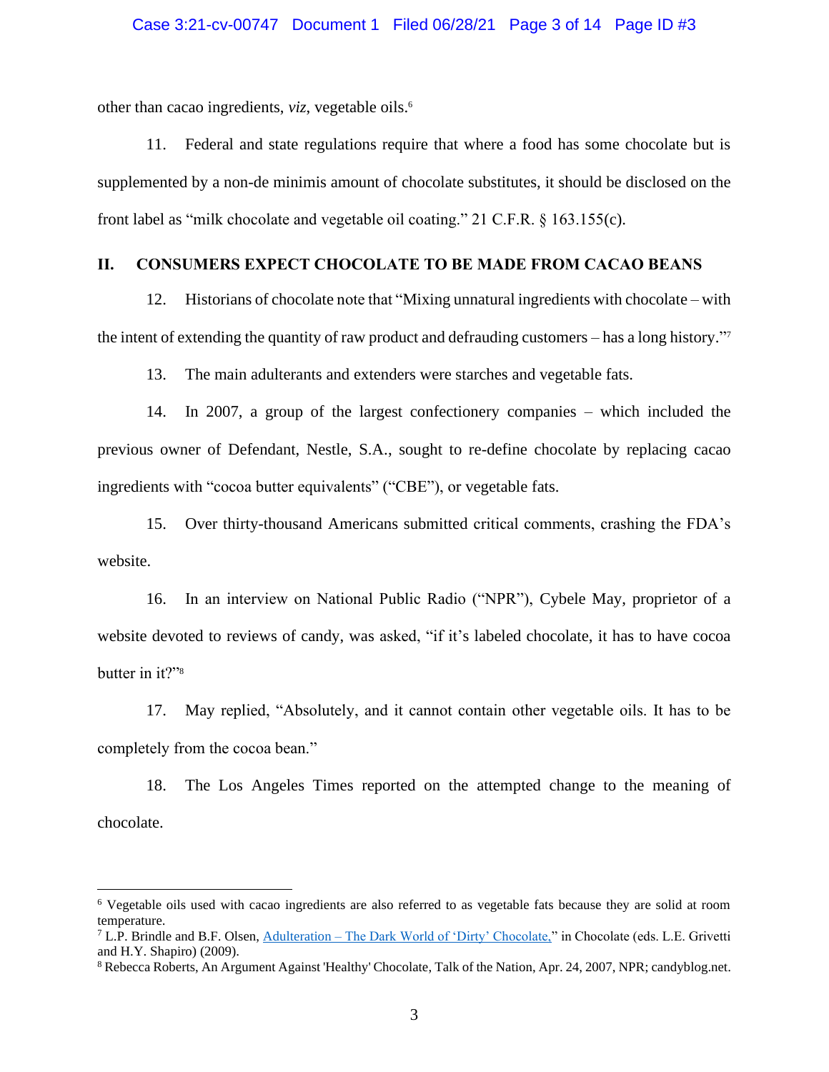other than cacao ingredients, *viz*, vegetable oils.[6]

11. Federal and state regulations require that where a food has some chocolate but is supplemented by a non-de minimis amount of chocolate substitutes, it should be disclosed on the front label as "milk chocolate and vegetable oil coating." 21 C.F.R. § 163.155(c).

## II. CONSUMERS EXPECT CHOCOLATE TO BE MADE FROM CACAO BEANS

12. Historians of chocolate note that "Mixing unnatural ingredients with chocolate – with the intent of extending the quantity of raw product and defrauding customers – has a long history."[7]

13. The main adulterants and extenders were starches and vegetable fats.

14. In 2007, a group of the largest confectionery companies – which included the previous owner of Defendant, Nestle, S.A., sought to re-define chocolate by replacing cacao ingredients with "cocoa butter equivalents" ("CBE"), or vegetable fats.

15. Over thirty-thousand Americans submitted critical comments, crashing the FDA's website.

16. In an interview on National Public Radio ("NPR"), Cybele May, proprietor of a website devoted to reviews of candy, was asked, "if it's labeled chocolate, it has to have cocoa butter in it?"[8]

17. May replied, "Absolutely, and it cannot contain other vegetable oils. It has to be completely from the cocoa bean."

18. The Los Angeles Times reported on the attempted change to the meaning of chocolate.

---

[6] Vegetable oils used with cacao ingredients are also referred to as vegetable fats because they are solid at room temperature.

[7] L.P. Brindle and B.F. Olsen, Adulteration – The Dark World of 'Dirty' Chocolate," in Chocolate (eds. L.E. Grivetti and H.Y. Shapiro) (2009).

[8] Rebecca Roberts, An Argument Against 'Healthy' Chocolate, Talk of the Nation, Apr. 24, 2007, NPR; candyblog.net.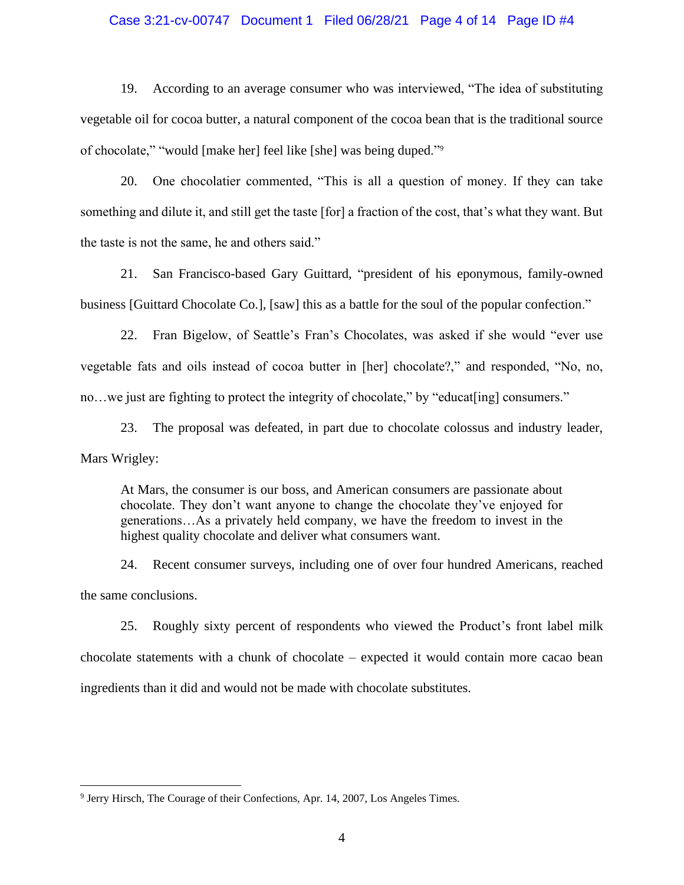19. According to an average consumer who was interviewed, "The idea of substituting vegetable oil for cocoa butter, a natural component of the cocoa bean that is the traditional source of chocolate," "would [make her] feel like [she] was being duped."[9]

20. One chocolatier commented, "This is all a question of money. If they can take something and dilute it, and still get the taste [for] a fraction of the cost, that's what they want. But the taste is not the same, he and others said."

21. San Francisco-based Gary Guittard, "president of his eponymous, family-owned business [Guittard Chocolate Co.], [saw] this as a battle for the soul of the popular confection."

22. Fran Bigelow, of Seattle's Fran's Chocolates, was asked if she would "ever use vegetable fats and oils instead of cocoa butter in [her] chocolate?," and responded, "No, no, no…we just are fighting to protect the integrity of chocolate," by "educat[ing] consumers."

23. The proposal was defeated, in part due to chocolate colossus and industry leader, Mars Wrigley:

> At Mars, the consumer is our boss, and American consumers are passionate about chocolate. They don't want anyone to change the chocolate they've enjoyed for generations…As a privately held company, we have the freedom to invest in the highest quality chocolate and deliver what consumers want.

24. Recent consumer surveys, including one of over four hundred Americans, reached the same conclusions.

25. Roughly sixty percent of respondents who viewed the Product's front label milk chocolate statements with a chunk of chocolate – expected it would contain more cacao bean ingredients than it did and would not be made with chocolate substitutes.

---

[9] Jerry Hirsch, The Courage of their Confections, Apr. 14, 2007, Los Angeles Times.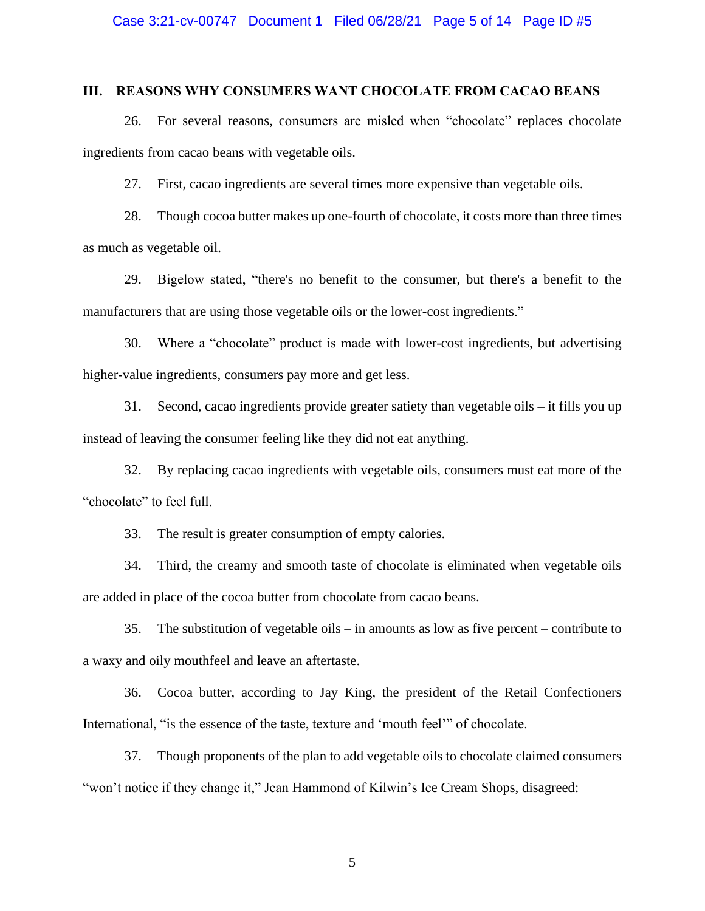## III. REASONS WHY CONSUMERS WANT CHOCOLATE FROM CACAO BEANS

26. For several reasons, consumers are misled when "chocolate" replaces chocolate ingredients from cacao beans with vegetable oils.

27. First, cacao ingredients are several times more expensive than vegetable oils.

28. Though cocoa butter makes up one-fourth of chocolate, it costs more than three times as much as vegetable oil.

29. Bigelow stated, "there's no benefit to the consumer, but there's a benefit to the manufacturers that are using those vegetable oils or the lower-cost ingredients."

30. Where a "chocolate" product is made with lower-cost ingredients, but advertising higher-value ingredients, consumers pay more and get less.

31. Second, cacao ingredients provide greater satiety than vegetable oils – it fills you up instead of leaving the consumer feeling like they did not eat anything.

32. By replacing cacao ingredients with vegetable oils, consumers must eat more of the "chocolate" to feel full.

33. The result is greater consumption of empty calories.

34. Third, the creamy and smooth taste of chocolate is eliminated when vegetable oils are added in place of the cocoa butter from chocolate from cacao beans.

35. The substitution of vegetable oils – in amounts as low as five percent – contribute to a waxy and oily mouthfeel and leave an aftertaste.

36. Cocoa butter, according to Jay King, the president of the Retail Confectioners International, "is the essence of the taste, texture and 'mouth feel'" of chocolate.

37. Though proponents of the plan to add vegetable oils to chocolate claimed consumers "won't notice if they change it," Jean Hammond of Kilwin's Ice Cream Shops, disagreed: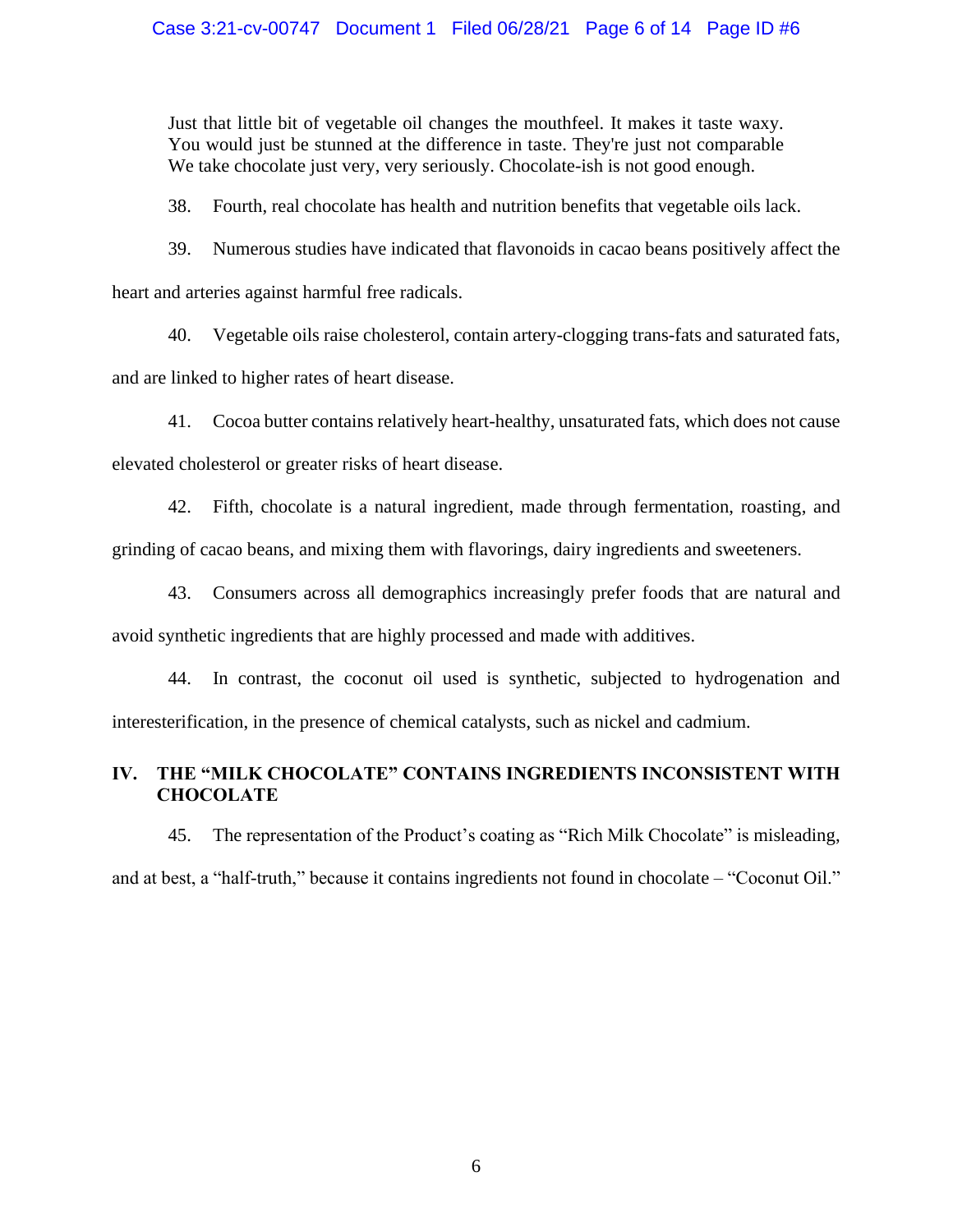> Just that little bit of vegetable oil changes the mouthfeel. It makes it taste waxy. You would just be stunned at the difference in taste. They're just not comparable We take chocolate just very, very seriously. Chocolate-ish is not good enough.

38. Fourth, real chocolate has health and nutrition benefits that vegetable oils lack.

39. Numerous studies have indicated that flavonoids in cacao beans positively affect the heart and arteries against harmful free radicals.

40. Vegetable oils raise cholesterol, contain artery-clogging trans-fats and saturated fats, and are linked to higher rates of heart disease.

41. Cocoa butter contains relatively heart-healthy, unsaturated fats, which does not cause elevated cholesterol or greater risks of heart disease.

42. Fifth, chocolate is a natural ingredient, made through fermentation, roasting, and grinding of cacao beans, and mixing them with flavorings, dairy ingredients and sweeteners.

43. Consumers across all demographics increasingly prefer foods that are natural and avoid synthetic ingredients that are highly processed and made with additives.

44. In contrast, the coconut oil used is synthetic, subjected to hydrogenation and interesterification, in the presence of chemical catalysts, such as nickel and cadmium.

## IV. THE "MILK CHOCOLATE" CONTAINS INGREDIENTS INCONSISTENT WITH CHOCOLATE

45. The representation of the Product's coating as "Rich Milk Chocolate" is misleading, and at best, a "half-truth," because it contains ingredients not found in chocolate – "Coconut Oil."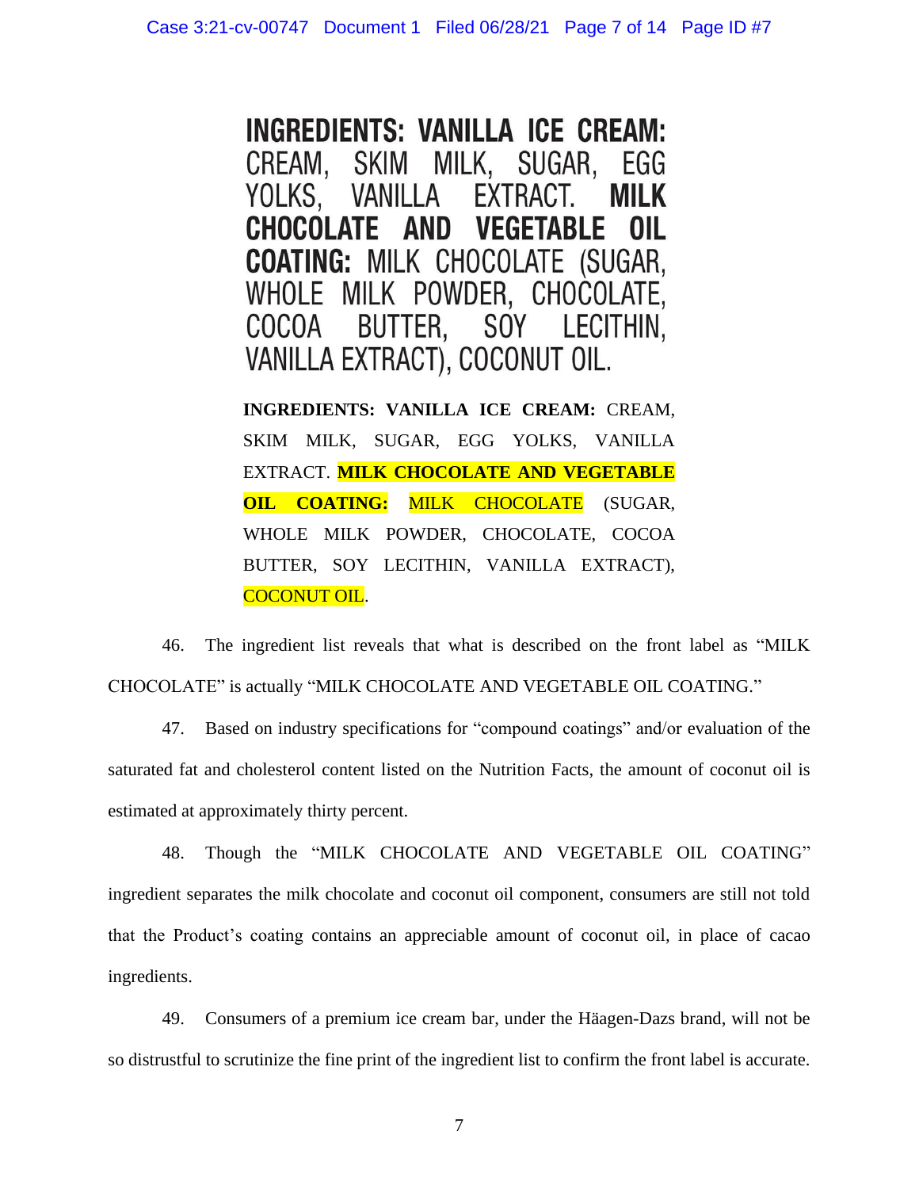**INGREDIENTS: VANILLA ICE CREAM:** CREAM, SKIM MILK, SUGAR, EGG YOLKS, VANILLA EXTRACT. **MILK CHOCOLATE AND VEGETABLE OIL COATING:** MILK CHOCOLATE (SUGAR, WHOLE MILK POWDER, CHOCOLATE, COCOA BUTTER, SOY LECITHIN, VANILLA EXTRACT), COCONUT OIL.

**INGREDIENTS: VANILLA ICE CREAM:** CREAM, SKIM MILK, SUGAR, EGG YOLKS, VANILLA EXTRACT. **MILK CHOCOLATE AND VEGETABLE OIL COATING:** MILK CHOCOLATE (SUGAR, WHOLE MILK POWDER, CHOCOLATE, COCOA BUTTER, SOY LECITHIN, VANILLA EXTRACT), COCONUT OIL.

46. The ingredient list reveals that what is described on the front label as "MILK CHOCOLATE" is actually "MILK CHOCOLATE AND VEGETABLE OIL COATING."

47. Based on industry specifications for "compound coatings" and/or evaluation of the saturated fat and cholesterol content listed on the Nutrition Facts, the amount of coconut oil is estimated at approximately thirty percent.

48. Though the "MILK CHOCOLATE AND VEGETABLE OIL COATING" ingredient separates the milk chocolate and coconut oil component, consumers are still not told that the Product's coating contains an appreciable amount of coconut oil, in place of cacao ingredients.

49. Consumers of a premium ice cream bar, under the Häagen-Dazs brand, will not be so distrustful to scrutinize the fine print of the ingredient list to confirm the front label is accurate.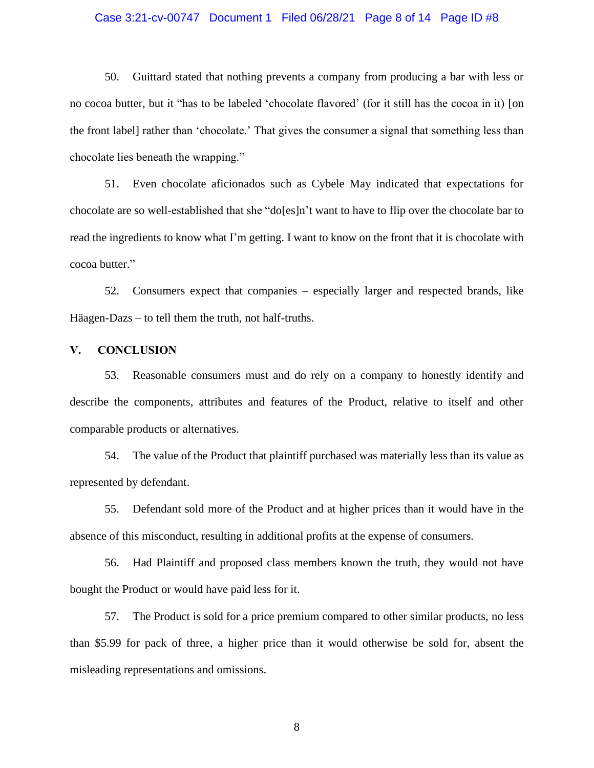50. Guittard stated that nothing prevents a company from producing a bar with less or no cocoa butter, but it "has to be labeled 'chocolate flavored' (for it still has the cocoa in it) [on the front label] rather than 'chocolate.' That gives the consumer a signal that something less than chocolate lies beneath the wrapping."

51. Even chocolate aficionados such as Cybele May indicated that expectations for chocolate are so well-established that she "do[es]n't want to have to flip over the chocolate bar to read the ingredients to know what I'm getting. I want to know on the front that it is chocolate with cocoa butter."

52. Consumers expect that companies – especially larger and respected brands, like Häagen-Dazs – to tell them the truth, not half-truths.

## V. CONCLUSION

53. Reasonable consumers must and do rely on a company to honestly identify and describe the components, attributes and features of the Product, relative to itself and other comparable products or alternatives.

54. The value of the Product that plaintiff purchased was materially less than its value as represented by defendant.

55. Defendant sold more of the Product and at higher prices than it would have in the absence of this misconduct, resulting in additional profits at the expense of consumers.

56. Had Plaintiff and proposed class members known the truth, they would not have bought the Product or would have paid less for it.

57. The Product is sold for a price premium compared to other similar products, no less than $5.99 for pack of three, a higher price than it would otherwise be sold for, absent the misleading representations and omissions.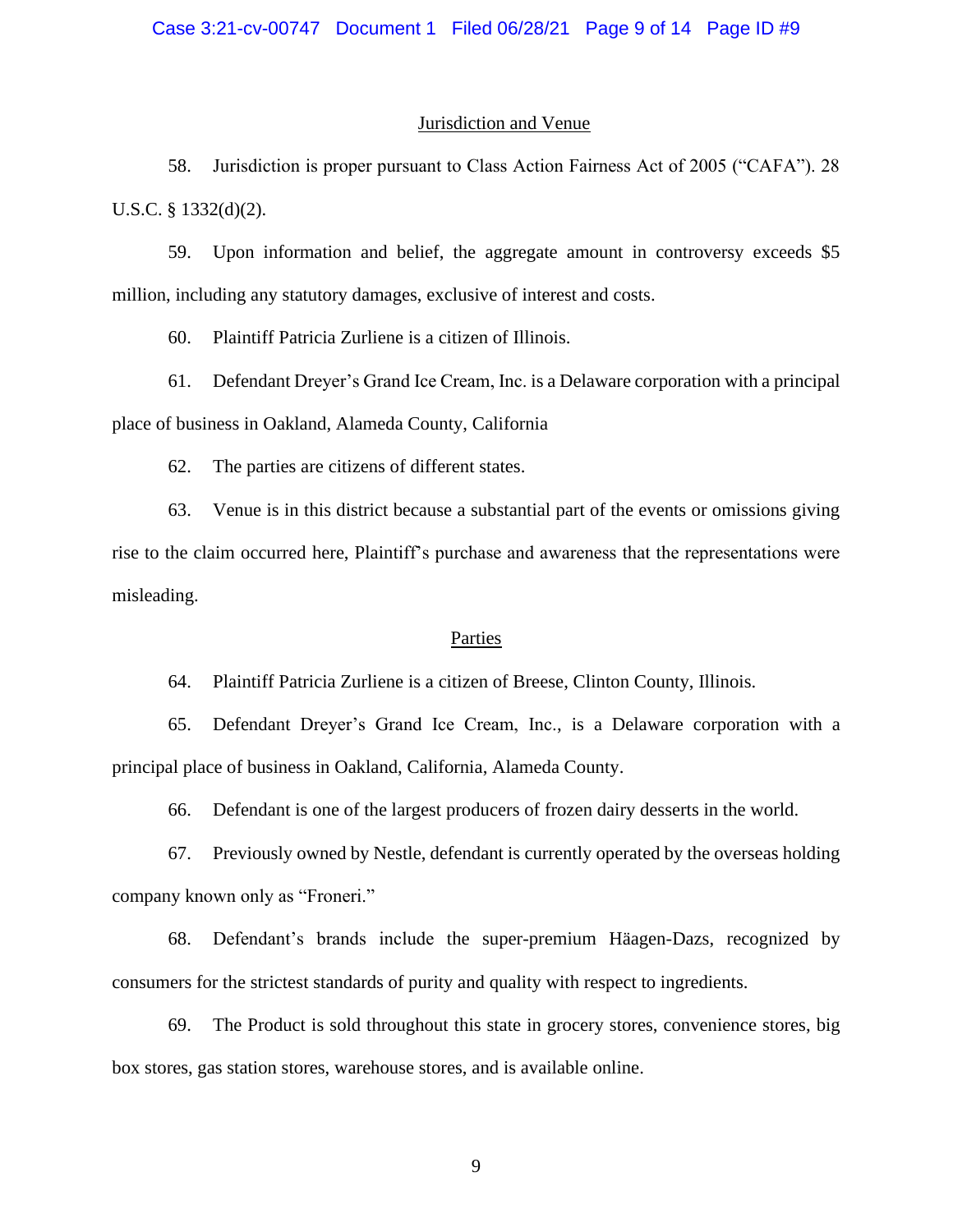## Jurisdiction and Venue

58. Jurisdiction is proper pursuant to Class Action Fairness Act of 2005 ("CAFA"). 28 U.S.C. § 1332(d)(2).

59. Upon information and belief, the aggregate amount in controversy exceeds $5 million, including any statutory damages, exclusive of interest and costs.

60. Plaintiff Patricia Zurliene is a citizen of Illinois.

61. Defendant Dreyer's Grand Ice Cream, Inc. is a Delaware corporation with a principal place of business in Oakland, Alameda County, California

62. The parties are citizens of different states.

63. Venue is in this district because a substantial part of the events or omissions giving rise to the claim occurred here, Plaintiff's purchase and awareness that the representations were misleading.

## Parties

64. Plaintiff Patricia Zurliene is a citizen of Breese, Clinton County, Illinois.

65. Defendant Dreyer's Grand Ice Cream, Inc., is a Delaware corporation with a principal place of business in Oakland, California, Alameda County.

66. Defendant is one of the largest producers of frozen dairy desserts in the world.

67. Previously owned by Nestle, defendant is currently operated by the overseas holding company known only as "Froneri."

68. Defendant's brands include the super-premium Häagen-Dazs, recognized by consumers for the strictest standards of purity and quality with respect to ingredients.

69. The Product is sold throughout this state in grocery stores, convenience stores, big box stores, gas station stores, warehouse stores, and is available online.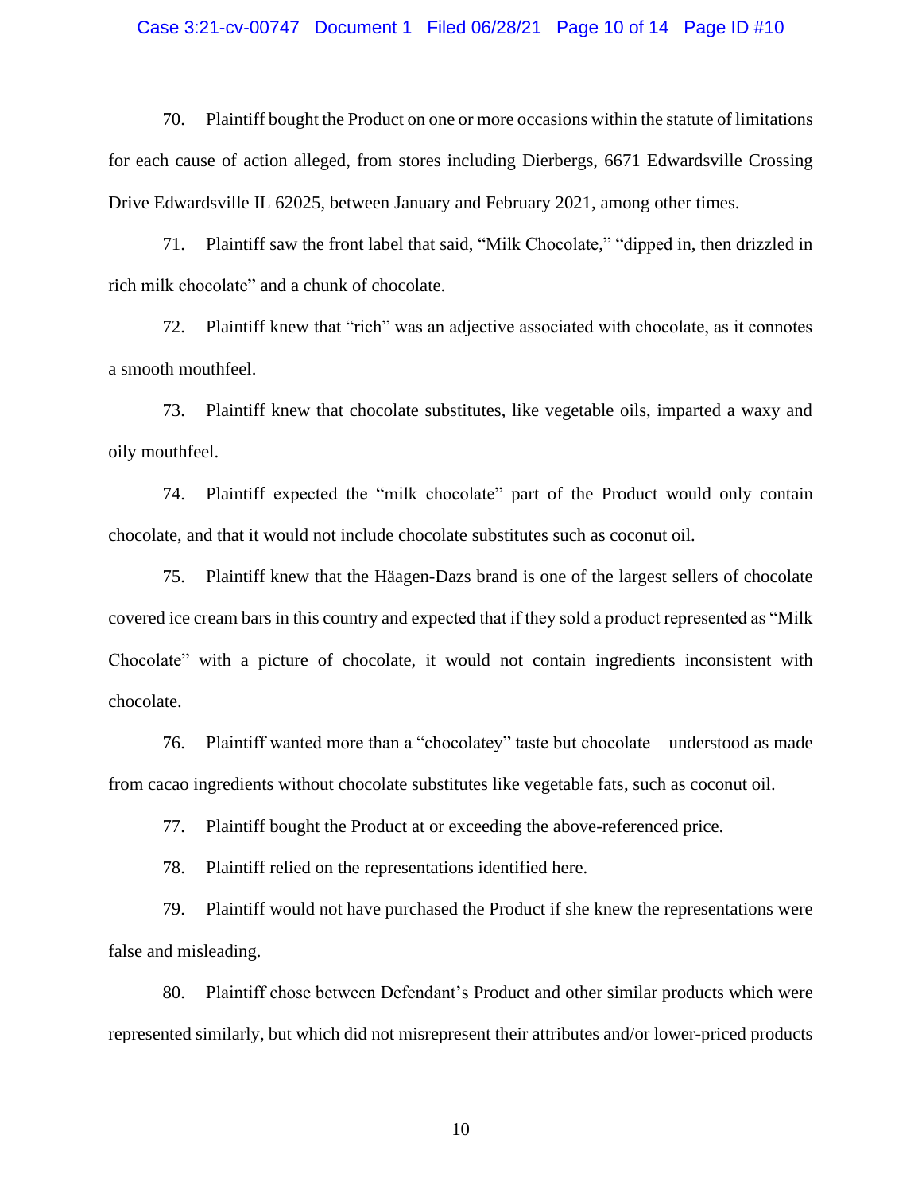70. Plaintiff bought the Product on one or more occasions within the statute of limitations for each cause of action alleged, from stores including Dierbergs, 6671 Edwardsville Crossing Drive Edwardsville IL 62025, between January and February 2021, among other times.

71. Plaintiff saw the front label that said, “Milk Chocolate,” “dipped in, then drizzled in rich milk chocolate” and a chunk of chocolate.

72. Plaintiff knew that “rich” was an adjective associated with chocolate, as it connotes a smooth mouthfeel.

73. Plaintiff knew that chocolate substitutes, like vegetable oils, imparted a waxy and oily mouthfeel.

74. Plaintiff expected the “milk chocolate” part of the Product would only contain chocolate, and that it would not include chocolate substitutes such as coconut oil.

75. Plaintiff knew that the Häagen-Dazs brand is one of the largest sellers of chocolate covered ice cream bars in this country and expected that if they sold a product represented as “Milk Chocolate” with a picture of chocolate, it would not contain ingredients inconsistent with chocolate.

76. Plaintiff wanted more than a “chocolatey” taste but chocolate – understood as made from cacao ingredients without chocolate substitutes like vegetable fats, such as coconut oil.

77. Plaintiff bought the Product at or exceeding the above-referenced price.

78. Plaintiff relied on the representations identified here.

79. Plaintiff would not have purchased the Product if she knew the representations were false and misleading.

80. Plaintiff chose between Defendant’s Product and other similar products which were represented similarly, but which did not misrepresent their attributes and/or lower-priced products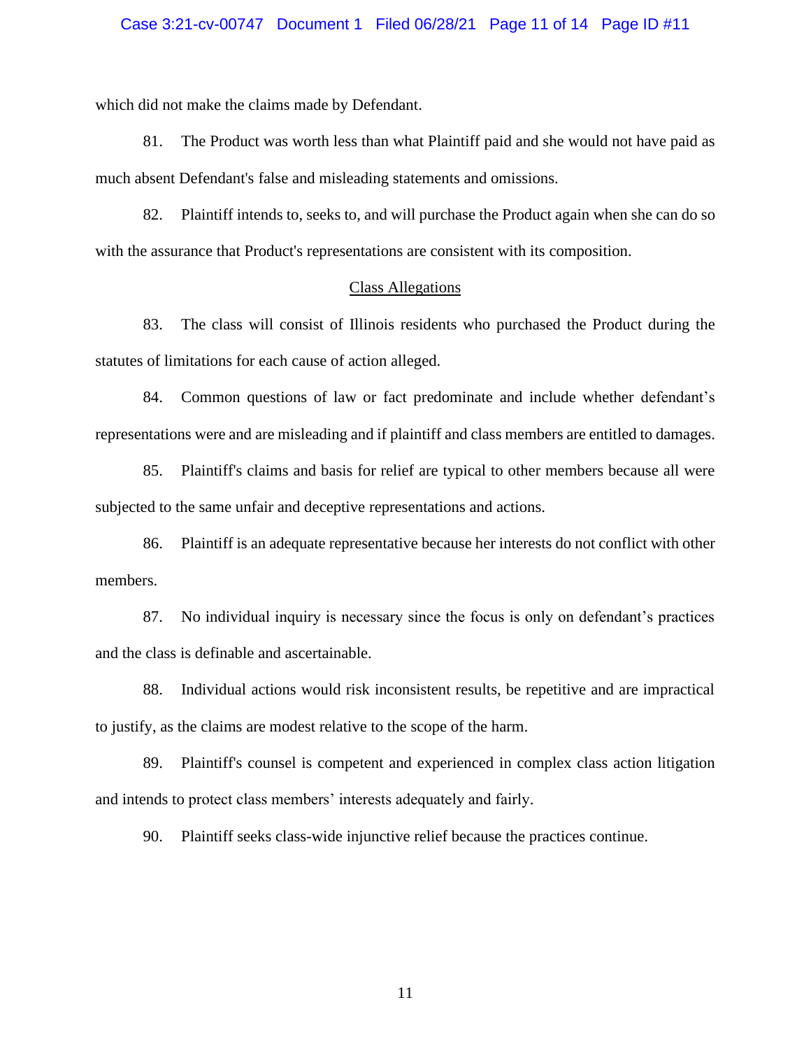which did not make the claims made by Defendant.

81. The Product was worth less than what Plaintiff paid and she would not have paid as much absent Defendant's false and misleading statements and omissions.

82. Plaintiff intends to, seeks to, and will purchase the Product again when she can do so with the assurance that Product's representations are consistent with its composition.

## Class Allegations

83. The class will consist of Illinois residents who purchased the Product during the statutes of limitations for each cause of action alleged.

84. Common questions of law or fact predominate and include whether defendant's representations were and are misleading and if plaintiff and class members are entitled to damages.

85. Plaintiff's claims and basis for relief are typical to other members because all were subjected to the same unfair and deceptive representations and actions.

86. Plaintiff is an adequate representative because her interests do not conflict with other members.

87. No individual inquiry is necessary since the focus is only on defendant's practices and the class is definable and ascertainable.

88. Individual actions would risk inconsistent results, be repetitive and are impractical to justify, as the claims are modest relative to the scope of the harm.

89. Plaintiff's counsel is competent and experienced in complex class action litigation and intends to protect class members' interests adequately and fairly.

90. Plaintiff seeks class-wide injunctive relief because the practices continue.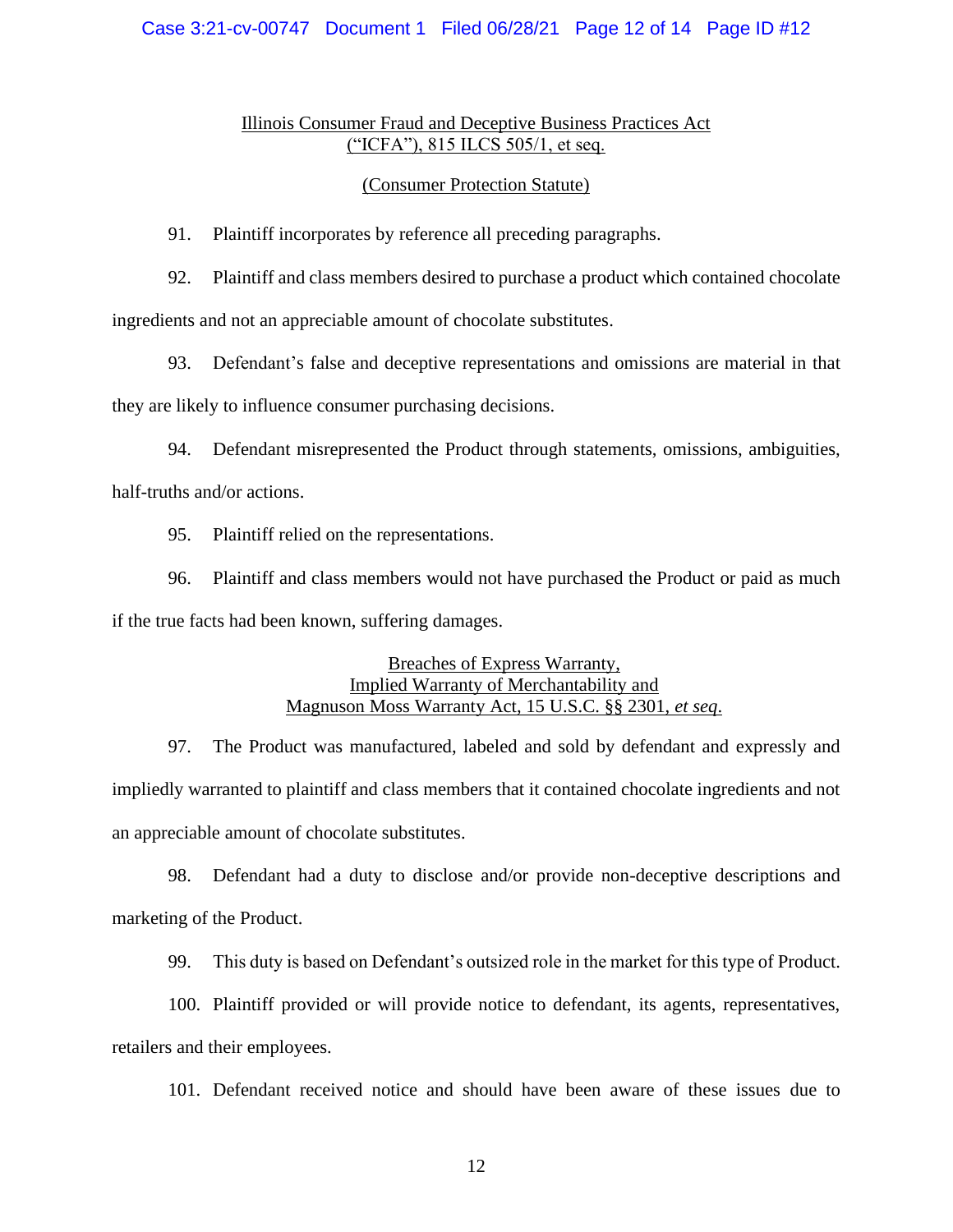<u>Illinois Consumer Fraud and Deceptive Business Practices Act</u>
<u>("ICFA"), 815 ILCS 505/1, et seq.</u>

<u>(Consumer Protection Statute)</u>

91. Plaintiff incorporates by reference all preceding paragraphs.

92. Plaintiff and class members desired to purchase a product which contained chocolate ingredients and not an appreciable amount of chocolate substitutes.

93. Defendant's false and deceptive representations and omissions are material in that they are likely to influence consumer purchasing decisions.

94. Defendant misrepresented the Product through statements, omissions, ambiguities, half-truths and/or actions.

95. Plaintiff relied on the representations.

96. Plaintiff and class members would not have purchased the Product or paid as much if the true facts had been known, suffering damages.

<u>Breaches of Express Warranty,</u>
<u>Implied Warranty of Merchantability and</u>
<u>Magnuson Moss Warranty Act, 15 U.S.C. §§ 2301, *et seq*.</u>

97. The Product was manufactured, labeled and sold by defendant and expressly and impliedly warranted to plaintiff and class members that it contained chocolate ingredients and not an appreciable amount of chocolate substitutes.

98. Defendant had a duty to disclose and/or provide non-deceptive descriptions and marketing of the Product.

99. This duty is based on Defendant's outsized role in the market for this type of Product.

100. Plaintiff provided or will provide notice to defendant, its agents, representatives, retailers and their employees.

101. Defendant received notice and should have been aware of these issues due to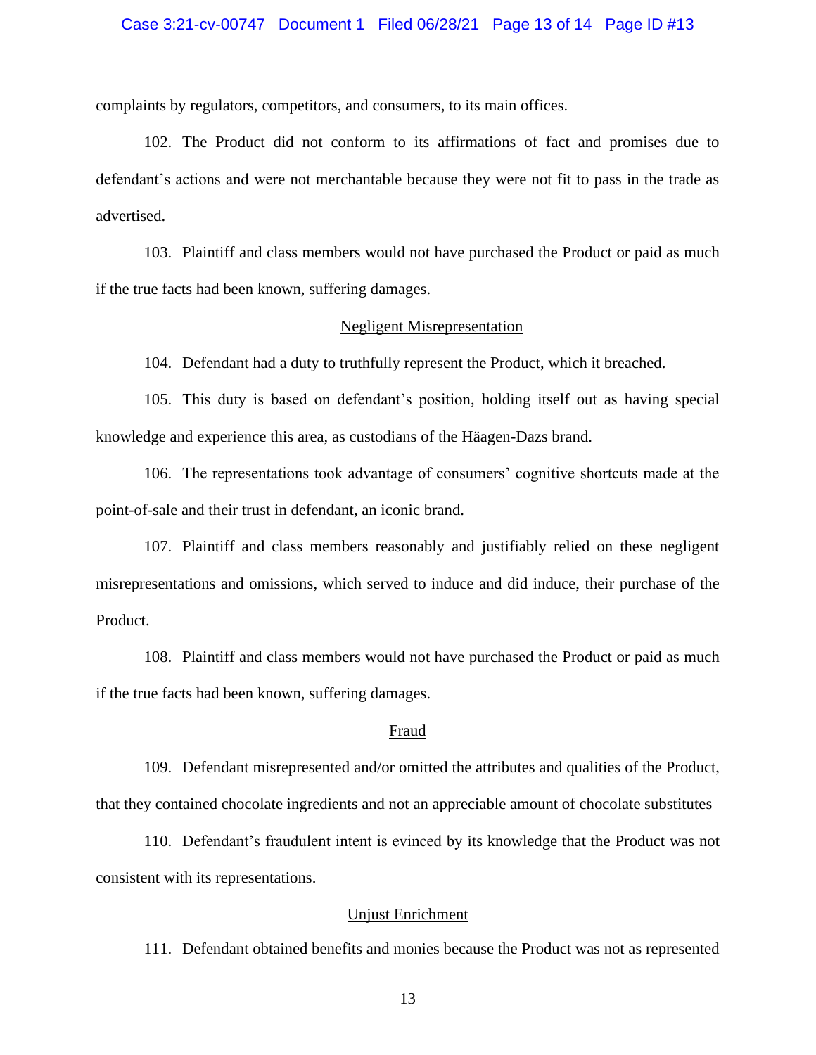complaints by regulators, competitors, and consumers, to its main offices.

102. The Product did not conform to its affirmations of fact and promises due to defendant's actions and were not merchantable because they were not fit to pass in the trade as advertised.

103. Plaintiff and class members would not have purchased the Product or paid as much if the true facts had been known, suffering damages.

<u>Negligent Misrepresentation</u>

104. Defendant had a duty to truthfully represent the Product, which it breached.

105. This duty is based on defendant's position, holding itself out as having special knowledge and experience this area, as custodians of the Häagen-Dazs brand.

106. The representations took advantage of consumers' cognitive shortcuts made at the point-of-sale and their trust in defendant, an iconic brand.

107. Plaintiff and class members reasonably and justifiably relied on these negligent misrepresentations and omissions, which served to induce and did induce, their purchase of the Product.

108. Plaintiff and class members would not have purchased the Product or paid as much if the true facts had been known, suffering damages.

<u>Fraud</u>

109. Defendant misrepresented and/or omitted the attributes and qualities of the Product, that they contained chocolate ingredients and not an appreciable amount of chocolate substitutes

110. Defendant's fraudulent intent is evinced by its knowledge that the Product was not consistent with its representations.

<u>Unjust Enrichment</u>

111. Defendant obtained benefits and monies because the Product was not as represented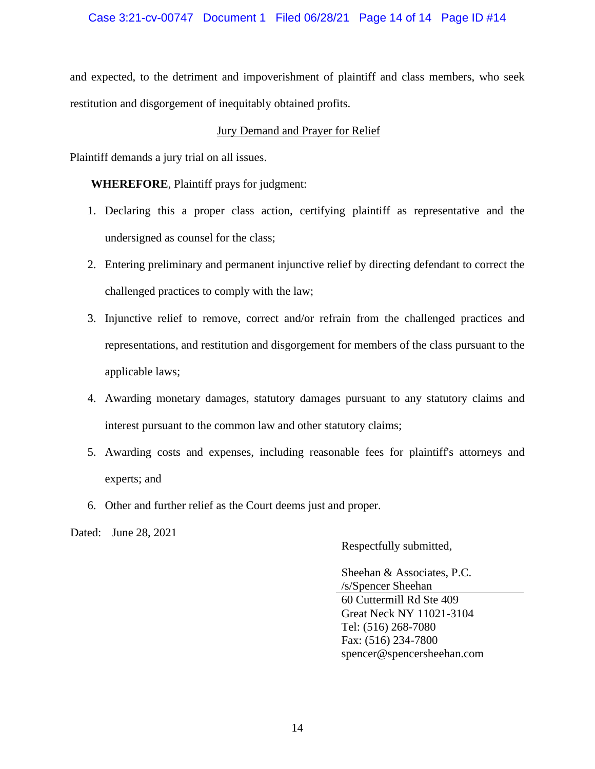and expected, to the detriment and impoverishment of plaintiff and class members, who seek restitution and disgorgement of inequitably obtained profits.

## Jury Demand and Prayer for Relief

Plaintiff demands a jury trial on all issues.

**WHEREFORE**, Plaintiff prays for judgment:

1. Declaring this a proper class action, certifying plaintiff as representative and the undersigned as counsel for the class;
2. Entering preliminary and permanent injunctive relief by directing defendant to correct the challenged practices to comply with the law;
3. Injunctive relief to remove, correct and/or refrain from the challenged practices and representations, and restitution and disgorgement for members of the class pursuant to the applicable laws;
4. Awarding monetary damages, statutory damages pursuant to any statutory claims and interest pursuant to the common law and other statutory claims;
5. Awarding costs and expenses, including reasonable fees for plaintiff's attorneys and experts; and
6. Other and further relief as the Court deems just and proper.

Dated: June 28, 2021

Respectfully submitted,

Sheehan & Associates, P.C.
/s/Spencer Sheehan
60 Cuttermill Rd Ste 409
Great Neck NY 11021-3104
Tel: (516) 268-7080
Fax: (516) 234-7800
spencer@spencersheehan.com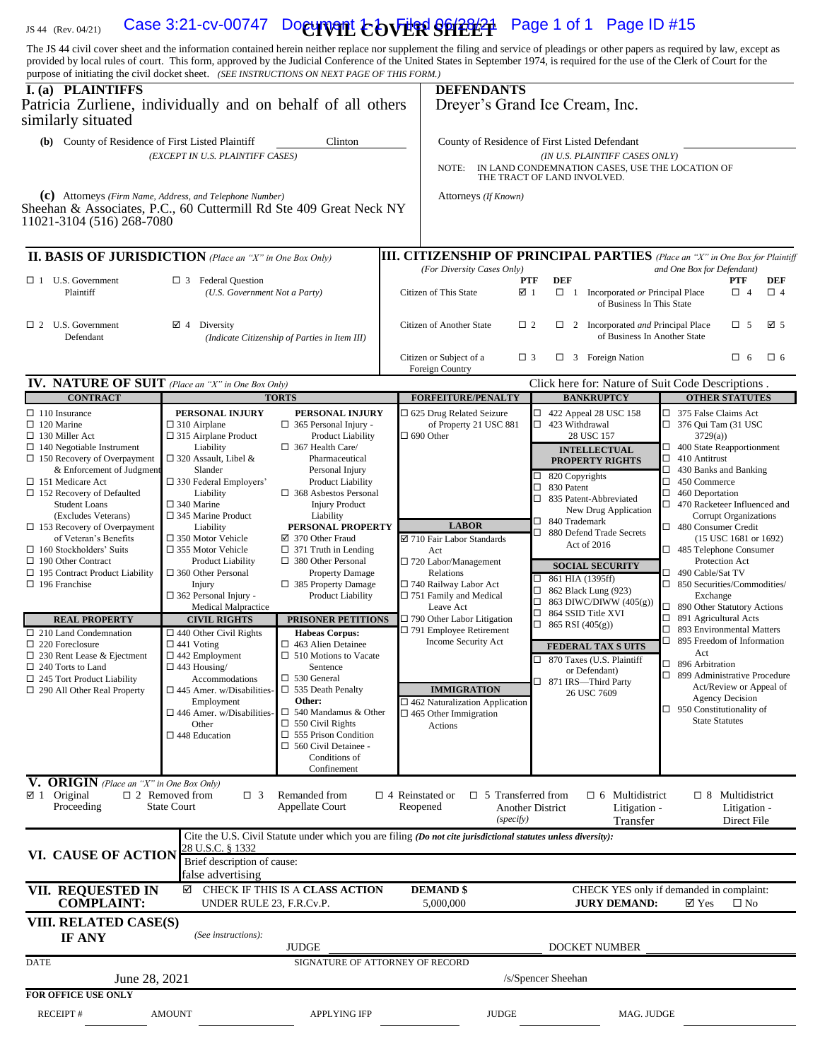JS 44 (Rev. 04/21)

# CIVIL COVER SHEET

The JS 44 civil cover sheet and the information contained herein neither replace nor supplement the filing and service of pleadings or other papers as required by law, except as provided by local rules of court. This form, approved by the Judicial Conference of the United States in September 1974, is required for the use of the Clerk of Court for the purpose of initiating the civil docket sheet. *(SEE INSTRUCTIONS ON NEXT PAGE OF THIS FORM.)*

## I. (a) PLAINTIFFS

Patricia Zurliene, individually and on behalf of all others similarly situated

**DEFENDANTS**

Dreyer's Grand Ice Cream, Inc.

**(b)** County of Residence of First Listed Plaintiff: Clinton
*(EXCEPT IN U.S. PLAINTIFF CASES)*

County of Residence of First Listed Defendant:
*(IN U.S. PLAINTIFF CASES ONLY)*
NOTE: IN LAND CONDEMNATION CASES, USE THE LOCATION OF THE TRACT OF LAND INVOLVED.

**(c)** Attorneys *(Firm Name, Address, and Telephone Number)*
Sheehan & Associates, P.C., 60 Cuttermill Rd Ste 409 Great Neck NY 11021-3104 (516) 268-7080

Attorneys *(If Known)*

## II. BASIS OF JURISDICTION *(Place an "X" in One Box Only)*

- ☐ 1 U.S. Government Plaintiff
- ☐ 3 Federal Question (U.S. Government Not a Party)
- ☐ 2 U.S. Government Defendant
- ☑ 4 Diversity (Indicate Citizenship of Parties in Item III)

## III. CITIZENSHIP OF PRINCIPAL PARTIES *(Place an "X" in One Box for Plaintiff and One Box for Defendant)* *(For Diversity Cases Only)*

| | PTF | DEF | | PTF | DEF |
|---|---|---|---|---|---|
| Citizen of This State | ☑ 1 | ☐ 1 | Incorporated *or* Principal Place of Business In This State | ☐ 4 | ☐ 4 |
| Citizen of Another State | ☐ 2 | ☐ 2 | Incorporated *and* Principal Place of Business In Another State | ☐ 5 | ☑ 5 |
| Citizen or Subject of a Foreign Country | ☐ 3 | ☐ 3 | Foreign Nation | ☐ 6 | ☐ 6 |

## IV. NATURE OF SUIT *(Place an "X" in One Box Only)*

Click here for: Nature of Suit Code Descriptions.

**CONTRACT**
- ☐ 110 Insurance
- ☐ 120 Marine
- ☐ 130 Miller Act
- ☐ 140 Negotiable Instrument
- ☐ 150 Recovery of Overpayment & Enforcement of Judgment
- ☐ 151 Medicare Act
- ☐ 152 Recovery of Defaulted Student Loans (Excludes Veterans)
- ☐ 153 Recovery of Overpayment of Veteran's Benefits
- ☐ 160 Stockholders' Suits
- ☐ 190 Other Contract
- ☐ 195 Contract Product Liability
- ☐ 196 Franchise

**REAL PROPERTY**
- ☐ 210 Land Condemnation
- ☐ 220 Foreclosure
- ☐ 230 Rent Lease & Ejectment
- ☐ 240 Torts to Land
- ☐ 245 Tort Product Liability
- ☐ 290 All Other Real Property

**TORTS**

PERSONAL INJURY
- ☐ 310 Airplane
- ☐ 315 Airplane Product Liability
- ☐ 320 Assault, Libel & Slander
- ☐ 330 Federal Employers' Liability
- ☐ 340 Marine
- ☐ 345 Marine Product Liability
- ☐ 350 Motor Vehicle
- ☐ 355 Motor Vehicle Product Liability
- ☐ 360 Other Personal Injury
- ☐ 362 Personal Injury - Medical Malpractice

PERSONAL INJURY
- ☐ 365 Personal Injury - Product Liability
- ☐ 367 Health Care/ Pharmaceutical Personal Injury Product Liability
- ☐ 368 Asbestos Personal Injury Product Liability

PERSONAL PROPERTY
- ☑ 370 Other Fraud
- ☐ 371 Truth in Lending
- ☐ 380 Other Personal Property Damage
- ☐ 385 Property Damage Product Liability

**CIVIL RIGHTS**
- ☐ 440 Other Civil Rights
- ☐ 441 Voting
- ☐ 442 Employment
- ☐ 443 Housing/ Accommodations
- ☐ 445 Amer. w/Disabilities - Employment
- ☐ 446 Amer. w/Disabilities - Other
- ☐ 448 Education

**PRISONER PETITIONS**

Habeas Corpus:
- ☐ 463 Alien Detainee
- ☐ 510 Motions to Vacate Sentence
- ☐ 530 General
- ☐ 535 Death Penalty

Other:
- ☐ 540 Mandamus & Other
- ☐ 550 Civil Rights
- ☐ 555 Prison Condition
- ☐ 560 Civil Detainee - Conditions of Confinement

**FORFEITURE/PENALTY**
- ☐ 625 Drug Related Seizure of Property 21 USC 881
- ☐ 690 Other

**LABOR**
- ☑ 710 Fair Labor Standards Act
- ☐ 720 Labor/Management Relations
- ☐ 740 Railway Labor Act
- ☐ 751 Family and Medical Leave Act
- ☐ 790 Other Labor Litigation
- ☐ 791 Employee Retirement Income Security Act

**IMMIGRATION**
- ☐ 462 Naturalization Application
- ☐ 465 Other Immigration Actions

**BANKRUPTCY**
- ☐ 422 Appeal 28 USC 158
- ☐ 423 Withdrawal 28 USC 157

**INTELLECTUAL PROPERTY RIGHTS**
- ☐ 820 Copyrights
- ☐ 830 Patent
- ☐ 835 Patent-Abbreviated New Drug Application
- ☐ 840 Trademark
- ☐ 880 Defend Trade Secrets Act of 2016

**SOCIAL SECURITY**
- ☐ 861 HIA (1395ff)
- ☐ 862 Black Lung (923)
- ☐ 863 DIWC/DIWW (405(g))
- ☐ 864 SSID Title XVI
- ☐ 865 RSI (405(g))

**FEDERAL TAX SUITS**
- ☐ 870 Taxes (U.S. Plaintiff or Defendant)
- ☐ 871 IRS—Third Party 26 USC 7609

**OTHER STATUTES**
- ☐ 375 False Claims Act
- ☐ 376 Qui Tam (31 USC 3729(a))
- ☐ 400 State Reapportionment
- ☐ 410 Antitrust
- ☐ 430 Banks and Banking
- ☐ 450 Commerce
- ☐ 460 Deportation
- ☐ 470 Racketeer Influenced and Corrupt Organizations
- ☐ 480 Consumer Credit (15 USC 1681 or 1692)
- ☐ 485 Telephone Consumer Protection Act
- ☐ 490 Cable/Sat TV
- ☐ 850 Securities/Commodities/ Exchange
- ☐ 890 Other Statutory Actions
- ☐ 891 Agricultural Acts
- ☐ 893 Environmental Matters
- ☐ 895 Freedom of Information Act
- ☐ 896 Arbitration
- ☐ 899 Administrative Procedure Act/Review or Appeal of Agency Decision
- ☐ 950 Constitutionality of State Statutes

## V. ORIGIN *(Place an "X" in One Box Only)*

- ☑ 1 Original Proceeding
- ☐ 2 Removed from State Court
- ☐ 3 Remanded from Appellate Court
- ☐ 4 Reinstated or Reopened
- ☐ 5 Transferred from Another District *(specify)*
- ☐ 6 Multidistrict Litigation - Transfer
- ☐ 8 Multidistrict Litigation - Direct File

## VI. CAUSE OF ACTION

Cite the U.S. Civil Statute under which you are filing *(Do not cite jurisdictional statutes unless diversity)*:
28 U.S.C. § 1332

Brief description of cause:
false advertising

## VII. REQUESTED IN COMPLAINT:

☑ CHECK IF THIS IS A **CLASS ACTION** UNDER RULE 23, F.R.Cv.P.

**DEMAND $** 5,000,000

CHECK YES only if demanded in complaint:
**JURY DEMAND:** ☑ Yes ☐ No

## VIII. RELATED CASE(S) IF ANY

*(See instructions)*: JUDGE ______ DOCKET NUMBER ______

DATE: June 28, 2021

SIGNATURE OF ATTORNEY OF RECORD: /s/Spencer Sheehan

**FOR OFFICE USE ONLY**

RECEIPT # ______ AMOUNT ______ APPLYING IFP ______ JUDGE ______ MAG. JUDGE ______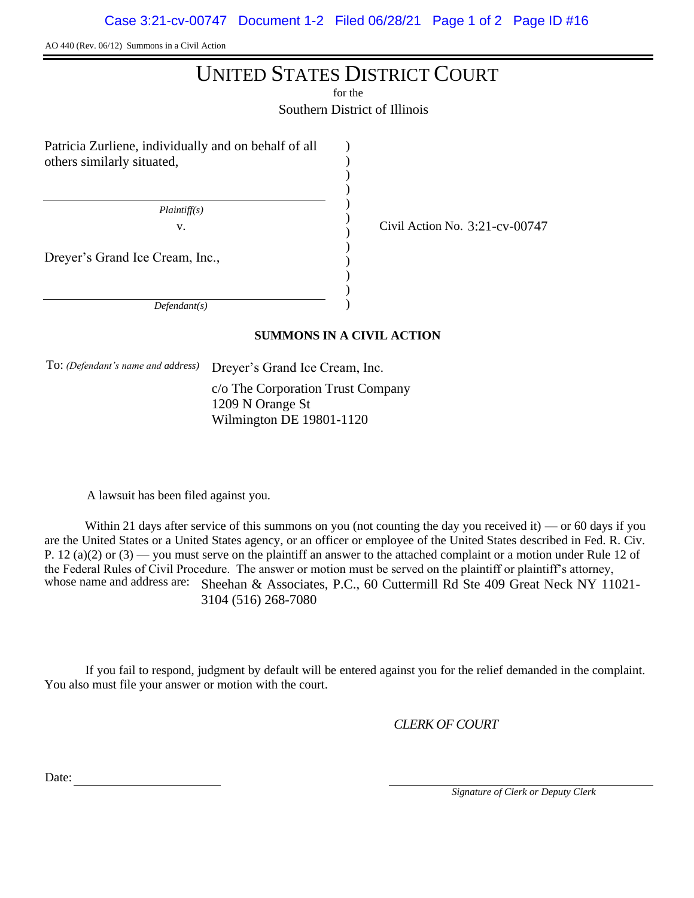AO 440 (Rev. 06/12) Summons in a Civil Action

# UNITED STATES DISTRICT COURT

for the

Southern District of Illinois

Patricia Zurliene, individually and on behalf of all others similarly situated,

*Plaintiff(s)*

v.

Dreyer's Grand Ice Cream, Inc.,

*Defendant(s)*

Civil Action No. 3:21-cv-00747

## SUMMONS IN A CIVIL ACTION

To: *(Defendant's name and address)* Dreyer's Grand Ice Cream, Inc.
c/o The Corporation Trust Company
1209 N Orange St
Wilmington DE 19801-1120

A lawsuit has been filed against you.

Within 21 days after service of this summons on you (not counting the day you received it) — or 60 days if you are the United States or a United States agency, or an officer or employee of the United States described in Fed. R. Civ. P. 12 (a)(2) or (3) — you must serve on the plaintiff an answer to the attached complaint or a motion under Rule 12 of the Federal Rules of Civil Procedure. The answer or motion must be served on the plaintiff or plaintiff's attorney, whose name and address are: Sheehan & Associates, P.C., 60 Cuttermill Rd Ste 409 Great Neck NY 11021-3104 (516) 268-7080

If you fail to respond, judgment by default will be entered against you for the relief demanded in the complaint. You also must file your answer or motion with the court.

*CLERK OF COURT*

Date: \_\_\_\_\_\_\_\_\_\_\_\_\_\_\_\_\_\_\_\_

\_\_\_\_\_\_\_\_\_\_\_\_\_\_\_\_\_\_\_\_\_\_\_\_\_\_\_\_
*Signature of Clerk or Deputy Clerk*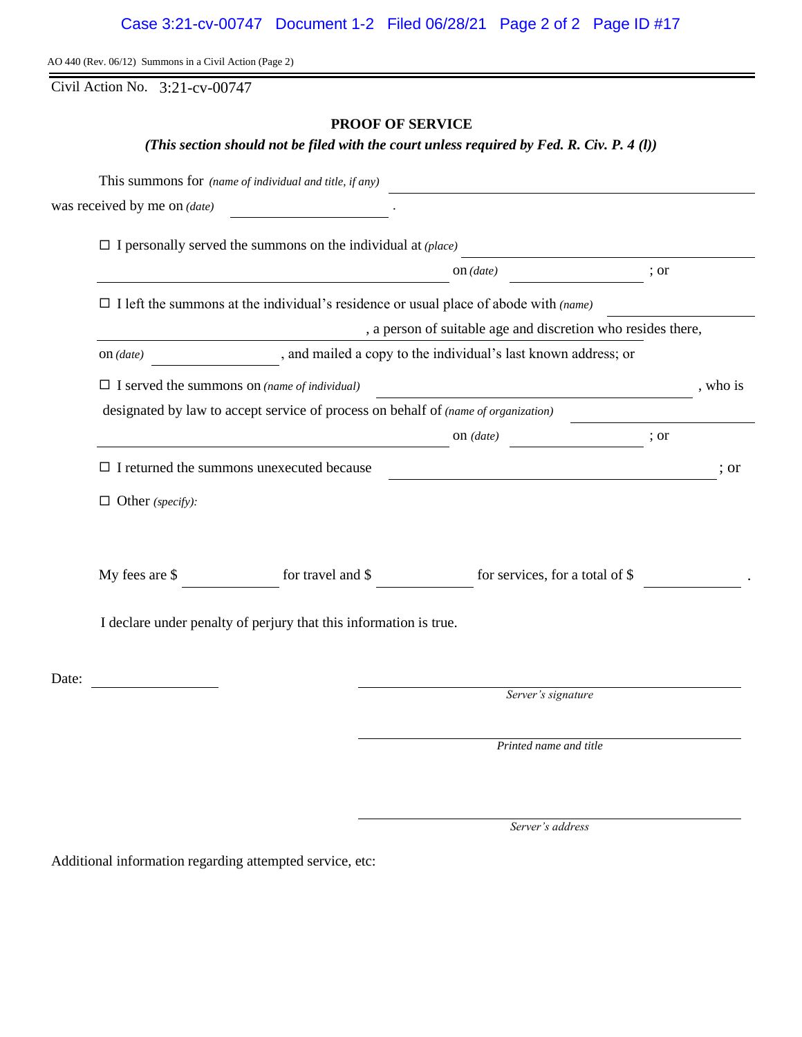AO 440 (Rev. 06/12) Summons in a Civil Action (Page 2)

Civil Action No. 3:21-cv-00747

## PROOF OF SERVICE

***(This section should not be filed with the court unless required by Fed. R. Civ. P. 4 (l))***

This summons for *(name of individual and title, if any)* ______________________________

was received by me on *(date)* ______________ .

☐ I personally served the summons on the individual at *(place)* ______________________________

______________________________ on *(date)* ______________ ; or

☐ I left the summons at the individual's residence or usual place of abode with *(name)* ______________

______________________________ , a person of suitable age and discretion who resides there,

on *(date)* ______________ , and mailed a copy to the individual's last known address; or

☐ I served the summons on *(name of individual)* ______________________________ , who is

designated by law to accept service of process on behalf of *(name of organization)* ______________

______________________________ on *(date)* ______________ ; or

☐ I returned the summons unexecuted because ______________________________ ; or

☐ Other *(specify)*:

My fees are $ ______________ for travel and $ ______________ for services, for a total of $ ______________ .

I declare under penalty of perjury that this information is true.

Date: ______________

______________________________
*Server's signature*

______________________________
*Printed name and title*

______________________________
*Server's address*

Additional information regarding attempted service, etc: